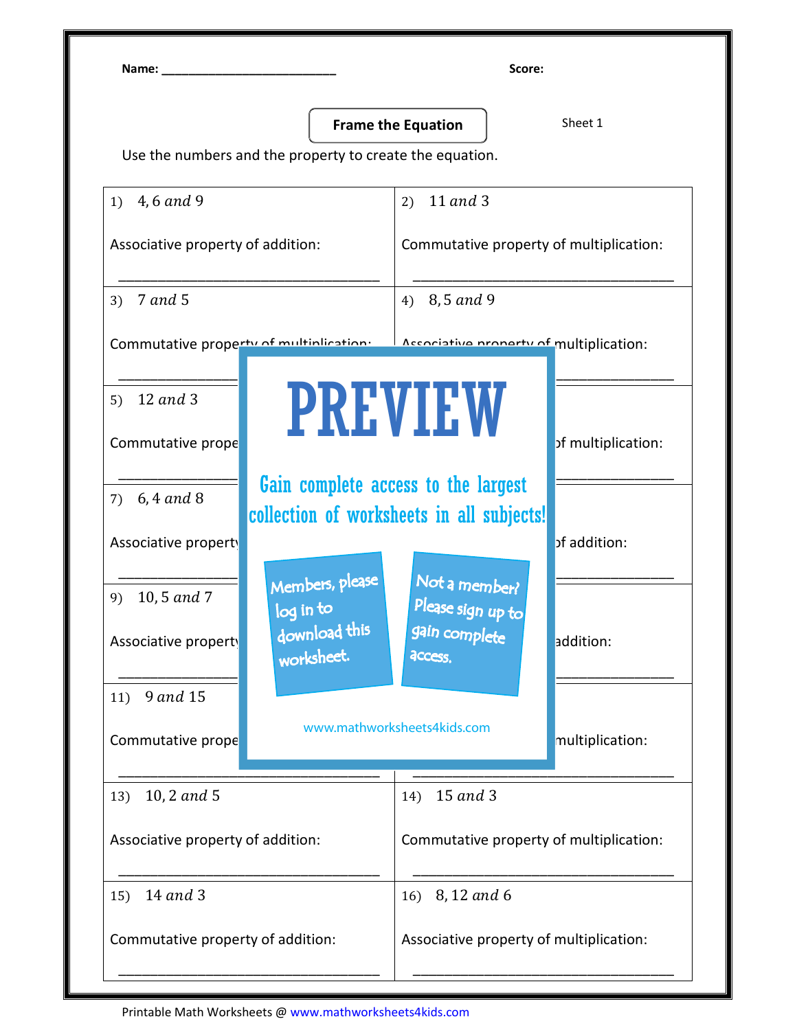Name: ___________________________ Score:

**Frame the Equation**

Sheet 1

Use the numbers and the property to create the equation.

| | |
|---|---|
| 1) $4, 6$ *and* $9$<br><br>Associative property of addition:<br><br>________________________________ | 2) $11$ *and* $3$<br><br>Commutative property of multiplication:<br><br>________________________________ |
| 3) $7$ *and* $5$<br><br>Commutative property of multiplication:<br><br>________________________________ | 4) $8, 5$ *and* $9$<br><br>Associative property of multiplication:<br><br>________________________________ |
| 5) $12$ *and* $3$<br><br>Commutative prope<br><br>________________________________ | of multiplication:<br><br>________________________________ |
| 7) $6, 4$ *and* $8$<br><br>Associative property<br><br>________________________________ | of addition:<br><br>________________________________ |
| 9) $10, 5$ *and* $7$<br><br>Associative property<br><br>________________________________ | addition:<br><br>________________________________ |
| 11) $9$ *and* $15$<br><br>Commutative prope<br><br>________________________________ | multiplication:<br><br>________________________________ |
| 13) $10, 2$ *and* $5$<br><br>Associative property of addition:<br><br>________________________________ | 14) $15$ *and* $3$<br><br>Commutative property of multiplication:<br><br>________________________________ |
| 15) $14$ *and* $3$<br><br>Commutative property of addition:<br><br>________________________________ | 16) $8, 12$ *and* $6$<br><br>Associative property of multiplication:<br><br>________________________________ |

PREVIEW

Gain complete access to the largest collection of worksheets in all subjects!

Members, please log in to download this worksheet.

Not a member? Please sign up to gain complete access.

www.mathworksheets4kids.com

Printable Math Worksheets @ www.mathworksheets4kids.com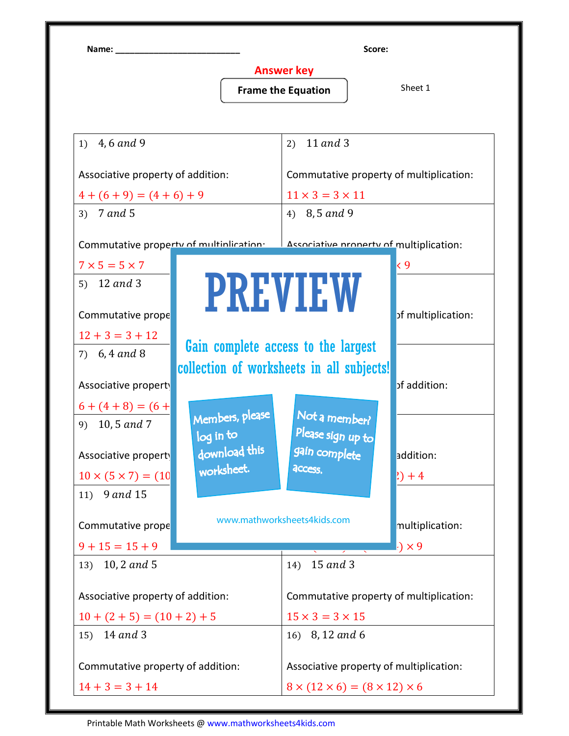Name: ___________________________ Score:

**Answer key**

## Frame the Equation

Sheet 1

| | |
|---|---|
| 1) $4, 6$ and $9$<br><br>Associative property of addition:<br>$4 + (6 + 9) = (4 + 6) + 9$ | 2) $11$ and $3$<br><br>Commutative property of multiplication:<br>$11 \times 3 = 3 \times 11$ |
| 3) $7$ and $5$<br><br>Commutative property of multiplication:<br>$7 \times 5 = 5 \times 7$ | 4) $8, 5$ and $9$<br><br>Associative property of multiplication:<br>$\times 9$ |
| 5) $12$ and $3$<br><br>Commutative prope<br>$12 + 3 = 3 + 12$ | of multiplication: |
| 7) $6, 4$ and $8$<br><br>Associative property<br>$6 + (4 + 8) = (6 +$ | of addition: |
| 9) $10, 5$ and $7$<br><br>Associative property<br>$10 \times (5 \times 7) = (10$ | addition:<br>$) + 4$ |
| 11) $9$ and $15$<br><br>Commutative prope<br>$9 + 15 = 15 + 9$ | multiplication:<br>$) \times 9$ |
| 13) $10, 2$ and $5$<br><br>Associative property of addition:<br>$10 + (2 + 5) = (10 + 2) + 5$ | 14) $15$ and $3$<br><br>Commutative property of multiplication:<br>$15 \times 3 = 3 \times 15$ |
| 15) $14$ and $3$<br><br>Commutative property of addition:<br>$14 + 3 = 3 + 14$ | 16) $8, 12$ and $6$<br><br>Associative property of multiplication:<br>$8 \times (12 \times 6) = (8 \times 12) \times 6$ |

PREVIEW

Gain complete access to the largest collection of worksheets in all subjects!

Members, please log in to download this worksheet.

Not a member? Please sign up to gain complete access.

www.mathworksheets4kids.com

Printable Math Worksheets @ www.mathworksheets4kids.com